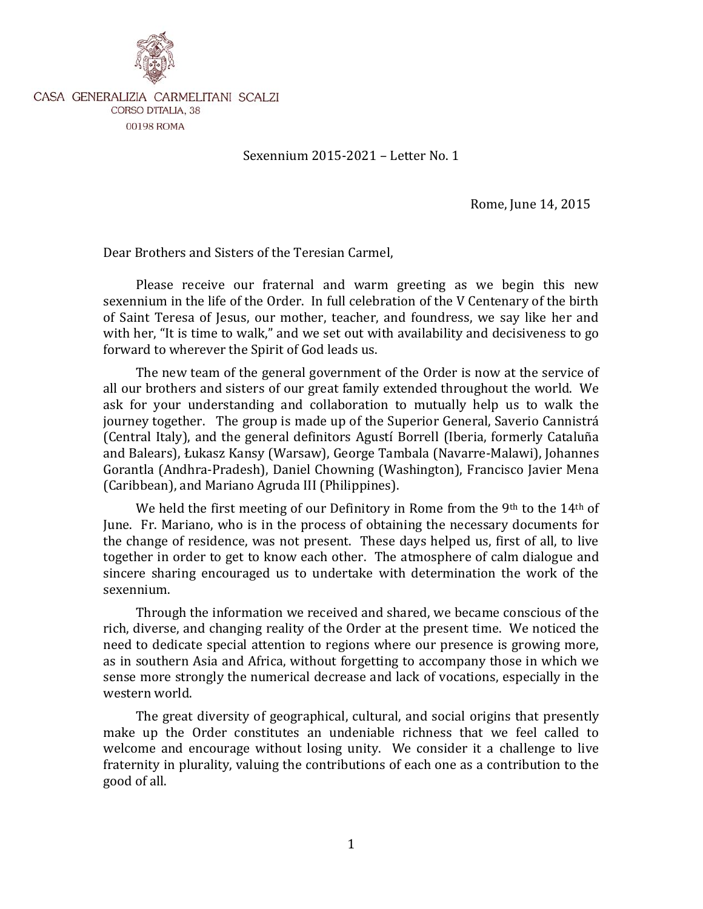CASA GENERALIZIA CARMELITANI SCALZI
CORSO D'ITALIA, 38
00198 ROMA

Sexennium 2015-2021 – Letter No. 1

Rome, June 14, 2015

Dear Brothers and Sisters of the Teresian Carmel,

Please receive our fraternal and warm greeting as we begin this new sexennium in the life of the Order. In full celebration of the V Centenary of the birth of Saint Teresa of Jesus, our mother, teacher, and foundress, we say like her and with her, "It is time to walk," and we set out with availability and decisiveness to go forward to wherever the Spirit of God leads us.

The new team of the general government of the Order is now at the service of all our brothers and sisters of our great family extended throughout the world. We ask for your understanding and collaboration to mutually help us to walk the journey together. The group is made up of the Superior General, Saverio Cannistrá (Central Italy), and the general definitors Agustí Borrell (Iberia, formerly Cataluña and Balears), Łukasz Kansy (Warsaw), George Tambala (Navarre-Malawi), Johannes Gorantla (Andhra-Pradesh), Daniel Chowning (Washington), Francisco Javier Mena (Caribbean), and Mariano Agruda III (Philippines).

We held the first meeting of our Definitory in Rome from the 9th to the 14th of June. Fr. Mariano, who is in the process of obtaining the necessary documents for the change of residence, was not present. These days helped us, first of all, to live together in order to get to know each other. The atmosphere of calm dialogue and sincere sharing encouraged us to undertake with determination the work of the sexennium.

Through the information we received and shared, we became conscious of the rich, diverse, and changing reality of the Order at the present time. We noticed the need to dedicate special attention to regions where our presence is growing more, as in southern Asia and Africa, without forgetting to accompany those in which we sense more strongly the numerical decrease and lack of vocations, especially in the western world.

The great diversity of geographical, cultural, and social origins that presently make up the Order constitutes an undeniable richness that we feel called to welcome and encourage without losing unity. We consider it a challenge to live fraternity in plurality, valuing the contributions of each one as a contribution to the good of all.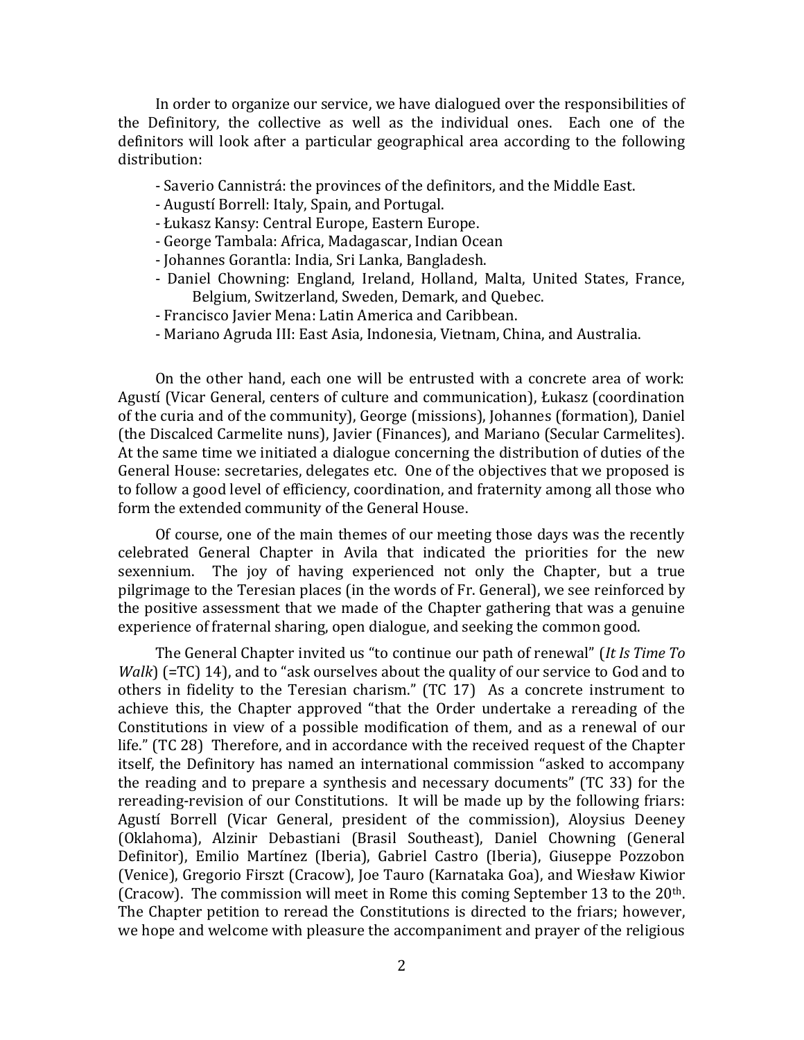In order to organize our service, we have dialogued over the responsibilities of the Definitory, the collective as well as the individual ones. Each one of the definitors will look after a particular geographical area according to the following distribution:

- Saverio Cannistrá: the provinces of the definitors, and the Middle East.
- Augustí Borrell: Italy, Spain, and Portugal.
- Łukasz Kansy: Central Europe, Eastern Europe.
- George Tambala: Africa, Madagascar, Indian Ocean
- Johannes Gorantla: India, Sri Lanka, Bangladesh.
- Daniel Chowning: England, Ireland, Holland, Malta, United States, France, Belgium, Switzerland, Sweden, Demark, and Quebec.
- Francisco Javier Mena: Latin America and Caribbean.
- Mariano Agruda III: East Asia, Indonesia, Vietnam, China, and Australia.

On the other hand, each one will be entrusted with a concrete area of work: Agustí (Vicar General, centers of culture and communication), Łukasz (coordination of the curia and of the community), George (missions), Johannes (formation), Daniel (the Discalced Carmelite nuns), Javier (Finances), and Mariano (Secular Carmelites). At the same time we initiated a dialogue concerning the distribution of duties of the General House: secretaries, delegates etc. One of the objectives that we proposed is to follow a good level of efficiency, coordination, and fraternity among all those who form the extended community of the General House.

Of course, one of the main themes of our meeting those days was the recently celebrated General Chapter in Avila that indicated the priorities for the new sexennium. The joy of having experienced not only the Chapter, but a true pilgrimage to the Teresian places (in the words of Fr. General), we see reinforced by the positive assessment that we made of the Chapter gathering that was a genuine experience of fraternal sharing, open dialogue, and seeking the common good.

The General Chapter invited us "to continue our path of renewal" (*It Is Time To Walk*) (=TC) 14), and to "ask ourselves about the quality of our service to God and to others in fidelity to the Teresian charism." (TC 17) As a concrete instrument to achieve this, the Chapter approved "that the Order undertake a rereading of the Constitutions in view of a possible modification of them, and as a renewal of our life." (TC 28) Therefore, and in accordance with the received request of the Chapter itself, the Definitory has named an international commission "asked to accompany the reading and to prepare a synthesis and necessary documents" (TC 33) for the rereading-revision of our Constitutions. It will be made up by the following friars: Agustí Borrell (Vicar General, president of the commission), Aloysius Deeney (Oklahoma), Alzinir Debastiani (Brasil Southeast), Daniel Chowning (General Definitor), Emilio Martínez (Iberia), Gabriel Castro (Iberia), Giuseppe Pozzobon (Venice), Gregorio Firszt (Cracow), Joe Tauro (Karnataka Goa), and Wiesław Kiwior (Cracow). The commission will meet in Rome this coming September 13 to the 20th. The Chapter petition to reread the Constitutions is directed to the friars; however, we hope and welcome with pleasure the accompaniment and prayer of the religious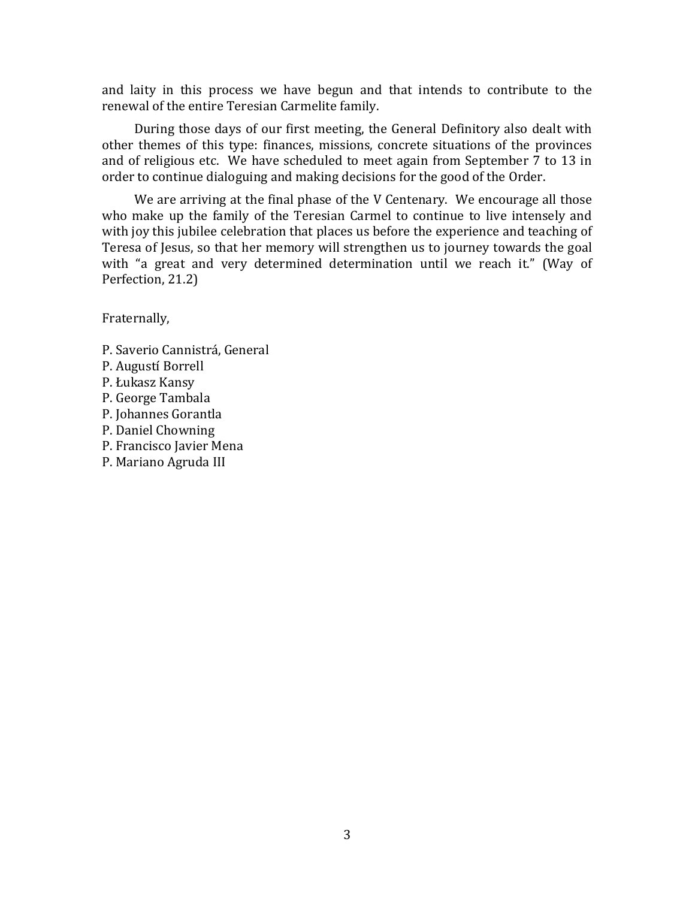and laity in this process we have begun and that intends to contribute to the renewal of the entire Teresian Carmelite family.

During those days of our first meeting, the General Definitory also dealt with other themes of this type: finances, missions, concrete situations of the provinces and of religious etc. We have scheduled to meet again from September 7 to 13 in order to continue dialoguing and making decisions for the good of the Order.

We are arriving at the final phase of the V Centenary. We encourage all those who make up the family of the Teresian Carmel to continue to live intensely and with joy this jubilee celebration that places us before the experience and teaching of Teresa of Jesus, so that her memory will strengthen us to journey towards the goal with "a great and very determined determination until we reach it." (Way of Perfection, 21.2)

Fraternally,

P. Saverio Cannistrá, General
P. Augustí Borrell
P. Łukasz Kansy
P. George Tambala
P. Johannes Gorantla
P. Daniel Chowning
P. Francisco Javier Mena
P. Mariano Agruda III